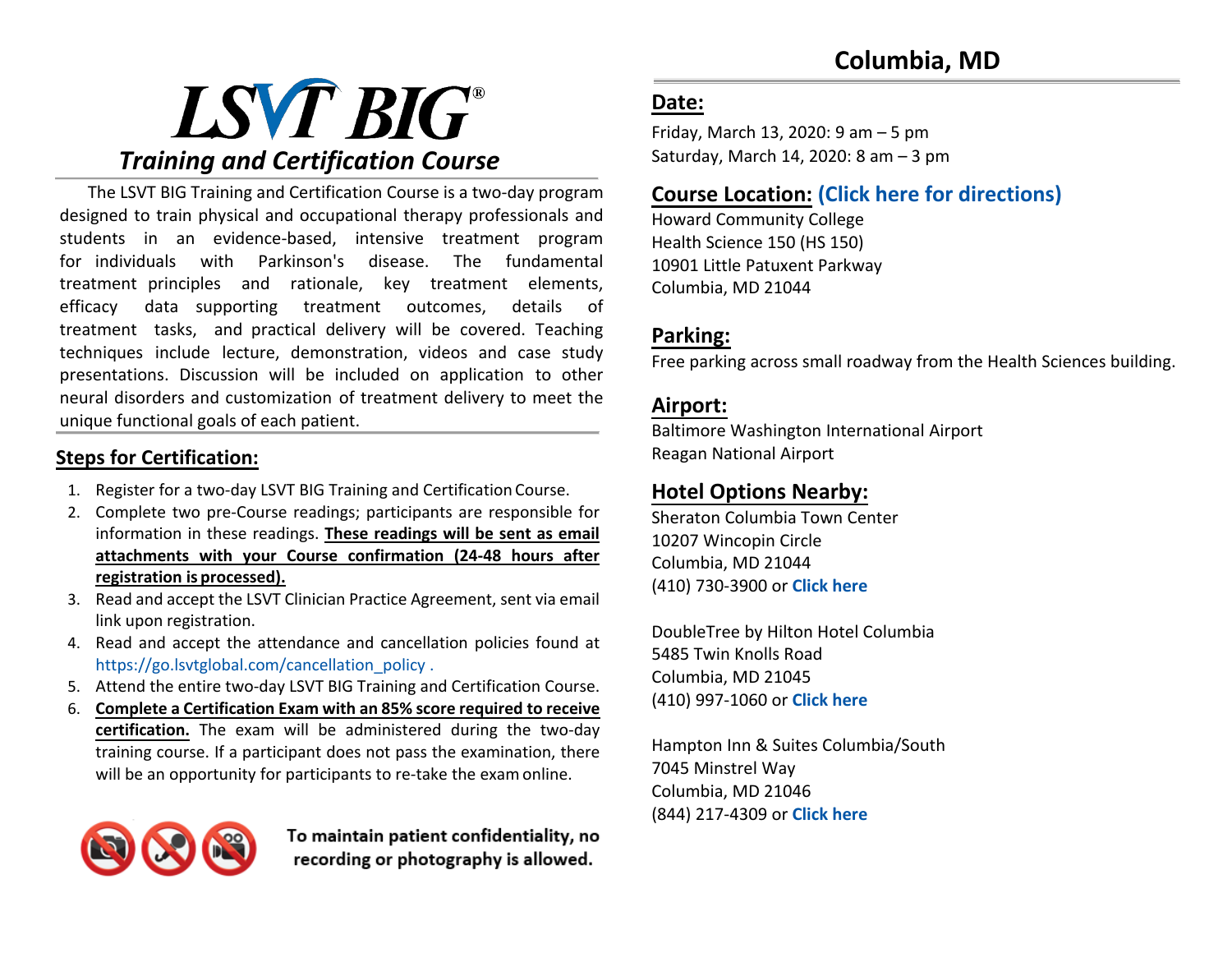# LSVT BIG®

## *Training and Certification Course*

The LSVT BIG Training and Certification Course is a two-day program designed to train physical and occupational therapy professionals and students in an evidence-based, intensive treatment program for individuals with Parkinson's disease. The fundamental treatment principles and rationale, key treatment elements, efficacy data supporting treatment outcomes, details of treatment tasks, and practical delivery will be covered. Teaching techniques include lecture, demonstration, videos and case study presentations. Discussion will be included on application to other neural disorders and customization of treatment delivery to meet the unique functional goals of each patient.

## Steps for Certification:

1. Register for a two-day LSVT BIG Training and Certification Course.
2. Complete two pre-Course readings; participants are responsible for information in these readings. **These readings will be sent as email attachments with your Course confirmation (24-48 hours after registration is processed).**
3. Read and accept the LSVT Clinician Practice Agreement, sent via email link upon registration.
4. Read and accept the attendance and cancellation policies found at https://go.lsvtglobal.com/cancellation_policy .
5. Attend the entire two-day LSVT BIG Training and Certification Course.
6. **Complete a Certification Exam with an 85% score required to receive certification.** The exam will be administered during the two-day training course. If a participant does not pass the examination, there will be an opportunity for participants to re-take the exam online.

**To maintain patient confidentiality, no recording or photography is allowed.**

# Columbia, MD

## Date:

Friday, March 13, 2020: 9 am – 5 pm
Saturday, March 14, 2020: 8 am – 3 pm

## Course Location: (Click here for directions)

Howard Community College
Health Science 150 (HS 150)
10901 Little Patuxent Parkway
Columbia, MD 21044

## Parking:

Free parking across small roadway from the Health Sciences building.

## Airport:

Baltimore Washington International Airport
Reagan National Airport

## Hotel Options Nearby:

Sheraton Columbia Town Center
10207 Wincopin Circle
Columbia, MD 21044
(410) 730-3900 or **Click here**

DoubleTree by Hilton Hotel Columbia
5485 Twin Knolls Road
Columbia, MD 21045
(410) 997-1060 or **Click here**

Hampton Inn & Suites Columbia/South
7045 Minstrel Way
Columbia, MD 21046
(844) 217-4309 or **Click here**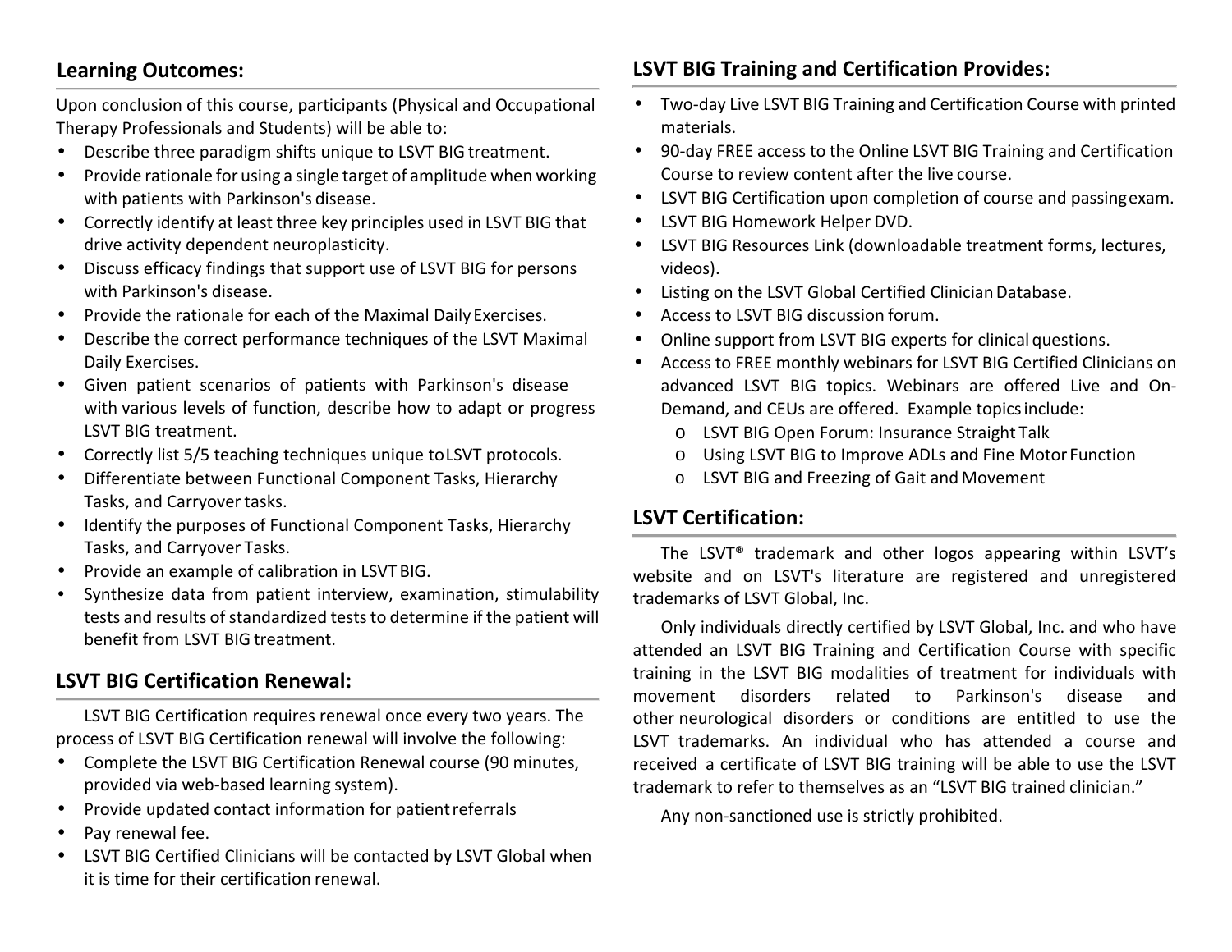## Learning Outcomes:

Upon conclusion of this course, participants (Physical and Occupational Therapy Professionals and Students) will be able to:

- Describe three paradigm shifts unique to LSVT BIG treatment.
- Provide rationale for using a single target of amplitude when working with patients with Parkinson's disease.
- Correctly identify at least three key principles used in LSVT BIG that drive activity dependent neuroplasticity.
- Discuss efficacy findings that support use of LSVT BIG for persons with Parkinson's disease.
- Provide the rationale for each of the Maximal Daily Exercises.
- Describe the correct performance techniques of the LSVT Maximal Daily Exercises.
- Given patient scenarios of patients with Parkinson's disease with various levels of function, describe how to adapt or progress LSVT BIG treatment.
- Correctly list 5/5 teaching techniques unique to LSVT protocols.
- Differentiate between Functional Component Tasks, Hierarchy Tasks, and Carryover tasks.
- Identify the purposes of Functional Component Tasks, Hierarchy Tasks, and Carryover Tasks.
- Provide an example of calibration in LSVT BIG.
- Synthesize data from patient interview, examination, stimulability tests and results of standardized tests to determine if the patient will benefit from LSVT BIG treatment.

## LSVT BIG Certification Renewal:

LSVT BIG Certification requires renewal once every two years. The process of LSVT BIG Certification renewal will involve the following:

- Complete the LSVT BIG Certification Renewal course (90 minutes, provided via web-based learning system).
- Provide updated contact information for patient referrals
- Pay renewal fee.
- LSVT BIG Certified Clinicians will be contacted by LSVT Global when it is time for their certification renewal.

## LSVT BIG Training and Certification Provides:

- Two-day Live LSVT BIG Training and Certification Course with printed materials.
- 90-day FREE access to the Online LSVT BIG Training and Certification Course to review content after the live course.
- LSVT BIG Certification upon completion of course and passing exam.
- LSVT BIG Homework Helper DVD.
- LSVT BIG Resources Link (downloadable treatment forms, lectures, videos).
- Listing on the LSVT Global Certified Clinician Database.
- Access to LSVT BIG discussion forum.
- Online support from LSVT BIG experts for clinical questions.
- Access to FREE monthly webinars for LSVT BIG Certified Clinicians on advanced LSVT BIG topics. Webinars are offered Live and On-Demand, and CEUs are offered. Example topics include:
  - LSVT BIG Open Forum: Insurance Straight Talk
  - Using LSVT BIG to Improve ADLs and Fine Motor Function
  - LSVT BIG and Freezing of Gait and Movement

## LSVT Certification:

The LSVT® trademark and other logos appearing within LSVT's website and on LSVT's literature are registered and unregistered trademarks of LSVT Global, Inc.

Only individuals directly certified by LSVT Global, Inc. and who have attended an LSVT BIG Training and Certification Course with specific training in the LSVT BIG modalities of treatment for individuals with movement disorders related to Parkinson's disease and other neurological disorders or conditions are entitled to use the LSVT trademarks. An individual who has attended a course and received a certificate of LSVT BIG training will be able to use the LSVT trademark to refer to themselves as an "LSVT BIG trained clinician."

Any non-sanctioned use is strictly prohibited.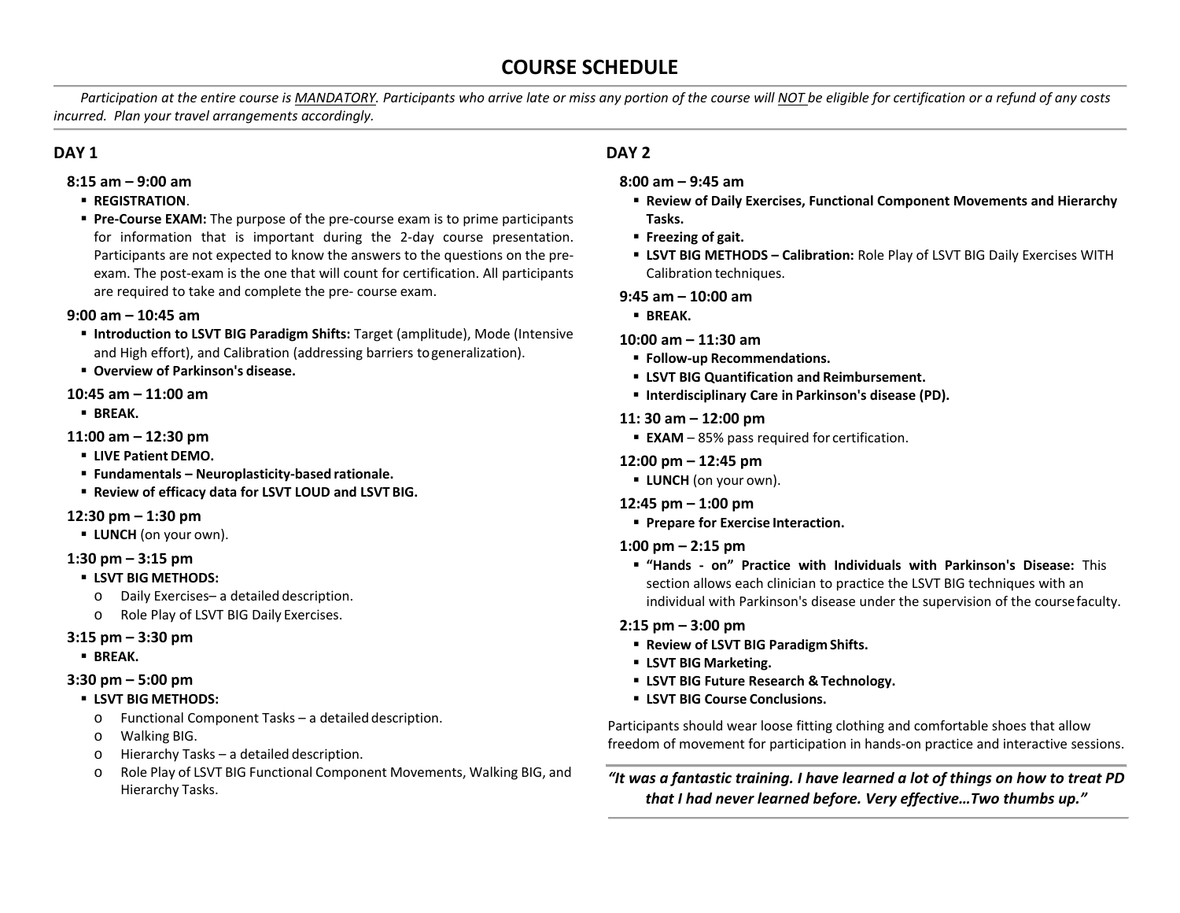# COURSE SCHEDULE

*Participation at the entire course is MANDATORY. Participants who arrive late or miss any portion of the course will NOT be eligible for certification or a refund of any costs incurred. Plan your travel arrangements accordingly.*

## DAY 1

### 8:15 am – 9:00 am

- **REGISTRATION**.
- **Pre-Course EXAM:** The purpose of the pre-course exam is to prime participants for information that is important during the 2-day course presentation. Participants are not expected to know the answers to the questions on the pre-exam. The post-exam is the one that will count for certification. All participants are required to take and complete the pre- course exam.

### 9:00 am – 10:45 am

- **Introduction to LSVT BIG Paradigm Shifts:** Target (amplitude), Mode (Intensive and High effort), and Calibration (addressing barriers to generalization).
- **Overview of Parkinson's disease.**

### 10:45 am – 11:00 am

- **BREAK.**

### 11:00 am – 12:30 pm

- **LIVE Patient DEMO.**
- **Fundamentals – Neuroplasticity-based rationale.**
- **Review of efficacy data for LSVT LOUD and LSVT BIG.**

### 12:30 pm – 1:30 pm

- **LUNCH** (on your own).

### 1:30 pm – 3:15 pm

- **LSVT BIG METHODS:**
  - Daily Exercises– a detailed description.
  - Role Play of LSVT BIG Daily Exercises.

### 3:15 pm – 3:30 pm

- **BREAK.**

### 3:30 pm – 5:00 pm

- **LSVT BIG METHODS:**
  - Functional Component Tasks – a detailed description.
  - Walking BIG.
  - Hierarchy Tasks – a detailed description.
  - Role Play of LSVT BIG Functional Component Movements, Walking BIG, and Hierarchy Tasks.

## DAY 2

### 8:00 am – 9:45 am

- **Review of Daily Exercises, Functional Component Movements and Hierarchy Tasks.**
- **Freezing of gait.**
- **LSVT BIG METHODS – Calibration:** Role Play of LSVT BIG Daily Exercises WITH Calibration techniques.

### 9:45 am – 10:00 am

- **BREAK.**

### 10:00 am – 11:30 am

- **Follow-up Recommendations.**
- **LSVT BIG Quantification and Reimbursement.**
- **Interdisciplinary Care in Parkinson's disease (PD).**

### 11: 30 am – 12:00 pm

- **EXAM** – 85% pass required for certification.

### 12:00 pm – 12:45 pm

- **LUNCH** (on your own).

### 12:45 pm – 1:00 pm

- **Prepare for Exercise Interaction.**

### 1:00 pm – 2:15 pm

- **"Hands - on" Practice with Individuals with Parkinson's Disease:** This section allows each clinician to practice the LSVT BIG techniques with an individual with Parkinson's disease under the supervision of the course faculty.

### 2:15 pm – 3:00 pm

- **Review of LSVT BIG Paradigm Shifts.**
- **LSVT BIG Marketing.**
- **LSVT BIG Future Research & Technology.**
- **LSVT BIG Course Conclusions.**

Participants should wear loose fitting clothing and comfortable shoes that allow freedom of movement for participation in hands-on practice and interactive sessions.

***"It was a fantastic training. I have learned a lot of things on how to treat PD that I had never learned before. Very effective…Two thumbs up."***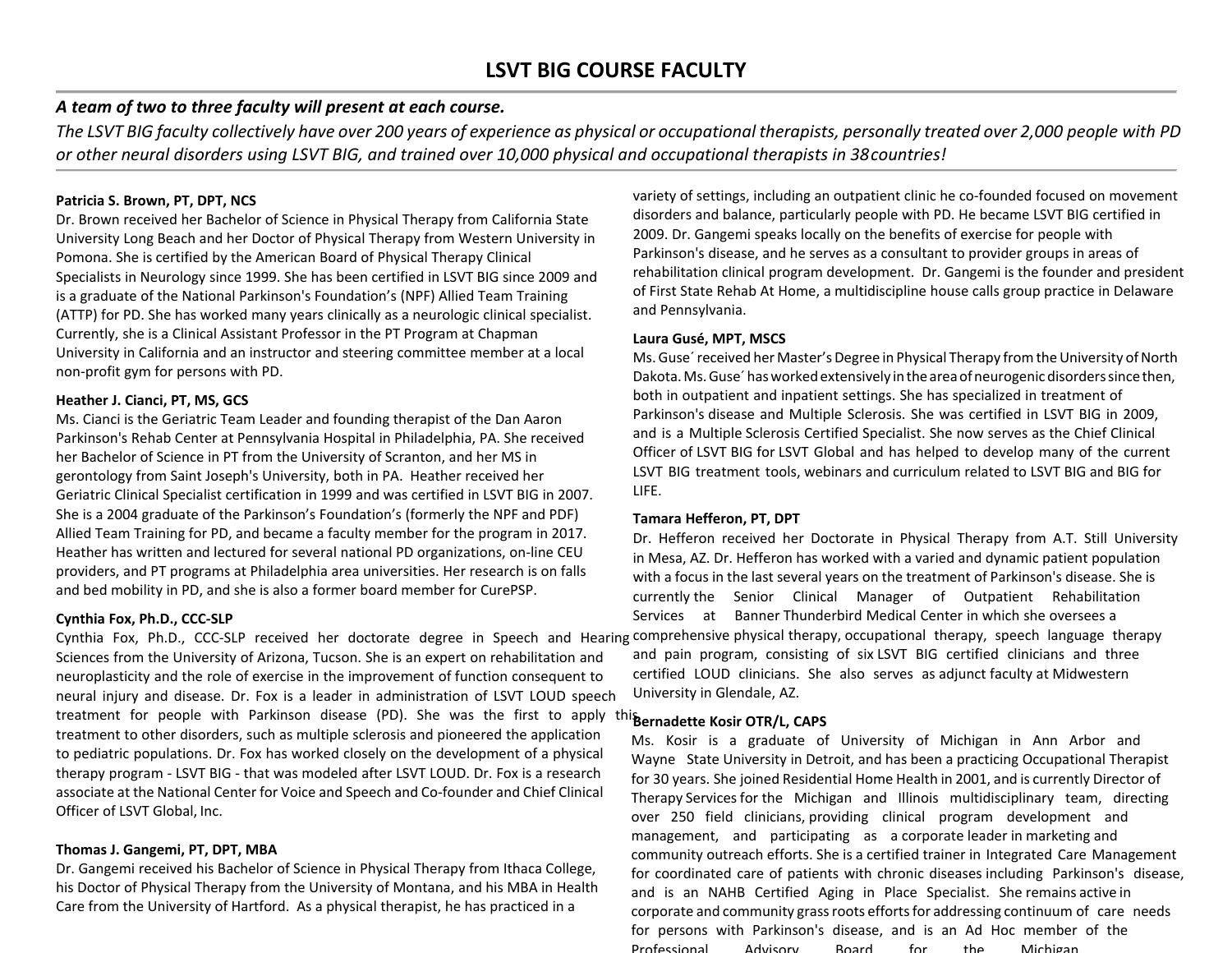# LSVT BIG COURSE FACULTY

***A team of two to three faculty will present at each course.***

*The LSVT BIG faculty collectively have over 200 years of experience as physical or occupational therapists, personally treated over 2,000 people with PD or other neural disorders using LSVT BIG, and trained over 10,000 physical and occupational therapists in 38 countries!*

**Patricia S. Brown, PT, DPT, NCS**

Dr. Brown received her Bachelor of Science in Physical Therapy from California State University Long Beach and her Doctor of Physical Therapy from Western University in Pomona. She is certified by the American Board of Physical Therapy Clinical Specialists in Neurology since 1999. She has been certified in LSVT BIG since 2009 and is a graduate of the National Parkinson's Foundation's (NPF) Allied Team Training (ATTP) for PD. She has worked many years clinically as a neurologic clinical specialist. Currently, she is a Clinical Assistant Professor in the PT Program at Chapman University in California and an instructor and steering committee member at a local non-profit gym for persons with PD.

**Heather J. Cianci, PT, MS, GCS**

Ms. Cianci is the Geriatric Team Leader and founding therapist of the Dan Aaron Parkinson's Rehab Center at Pennsylvania Hospital in Philadelphia, PA. She received her Bachelor of Science in PT from the University of Scranton, and her MS in gerontology from Saint Joseph's University, both in PA. Heather received her Geriatric Clinical Specialist certification in 1999 and was certified in LSVT BIG in 2007. She is a 2004 graduate of the Parkinson's Foundation's (formerly the NPF and PDF) Allied Team Training for PD, and became a faculty member for the program in 2017. Heather has written and lectured for several national PD organizations, on-line CEU providers, and PT programs at Philadelphia area universities. Her research is on falls and bed mobility in PD, and she is also a former board member for CurePSP.

**Cynthia Fox, Ph.D., CCC-SLP**

Cynthia Fox, Ph.D., CCC-SLP received her doctorate degree in Speech and Hearing Sciences from the University of Arizona, Tucson. She is an expert on rehabilitation and neuroplasticity and the role of exercise in the improvement of function consequent to neural injury and disease. Dr. Fox is a leader in administration of LSVT LOUD speech treatment for people with Parkinson disease (PD). She was the first to apply this treatment to other disorders, such as multiple sclerosis and pioneered the application to pediatric populations. Dr. Fox has worked closely on the development of a physical therapy program - LSVT BIG - that was modeled after LSVT LOUD. Dr. Fox is a research associate at the National Center for Voice and Speech and Co-founder and Chief Clinical Officer of LSVT Global, Inc.

**Thomas J. Gangemi, PT, DPT, MBA**

Dr. Gangemi received his Bachelor of Science in Physical Therapy from Ithaca College, his Doctor of Physical Therapy from the University of Montana, and his MBA in Health Care from the University of Hartford. As a physical therapist, he has practiced in a variety of settings, including an outpatient clinic he co-founded focused on movement disorders and balance, particularly people with PD. He became LSVT BIG certified in 2009. Dr. Gangemi speaks locally on the benefits of exercise for people with Parkinson's disease, and he serves as a consultant to provider groups in areas of rehabilitation clinical program development. Dr. Gangemi is the founder and president of First State Rehab At Home, a multidiscipline house calls group practice in Delaware and Pennsylvania.

**Laura Gusé, MPT, MSCS**

Ms. Guse´ received her Master's Degree in Physical Therapy from the University of North Dakota. Ms. Guse´ has worked extensively in the area of neurogenic disorders since then, both in outpatient and inpatient settings. She has specialized in treatment of Parkinson's disease and Multiple Sclerosis. She was certified in LSVT BIG in 2009, and is a Multiple Sclerosis Certified Specialist. She now serves as the Chief Clinical Officer of LSVT BIG for LSVT Global and has helped to develop many of the current LSVT BIG treatment tools, webinars and curriculum related to LSVT BIG and BIG for LIFE.

**Tamara Hefferon, PT, DPT**

Dr. Hefferon received her Doctorate in Physical Therapy from A.T. Still University in Mesa, AZ. Dr. Hefferon has worked with a varied and dynamic patient population with a focus in the last several years on the treatment of Parkinson's disease. She is currently the Senior Clinical Manager of Outpatient Rehabilitation Services at Banner Thunderbird Medical Center in which she oversees a comprehensive physical therapy, occupational therapy, speech language therapy and pain program, consisting of six LSVT BIG certified clinicians and three certified LOUD clinicians. She also serves as adjunct faculty at Midwestern University in Glendale, AZ.

**Bernadette Kosir OTR/L, CAPS**

Ms. Kosir is a graduate of University of Michigan in Ann Arbor and Wayne State University in Detroit, and has been a practicing Occupational Therapist for 30 years. She joined Residential Home Health in 2001, and is currently Director of Therapy Services for the Michigan and Illinois multidisciplinary team, directing over 250 field clinicians, providing clinical program development and management, and participating as a corporate leader in marketing and community outreach efforts. She is a certified trainer in Integrated Care Management for coordinated care of patients with chronic diseases including Parkinson's disease, and is an NAHB Certified Aging in Place Specialist. She remains active in corporate and community grass roots efforts for addressing continuum of care needs for persons with Parkinson's disease, and is an Ad Hoc member of the Professional Advisory Board for the Michigan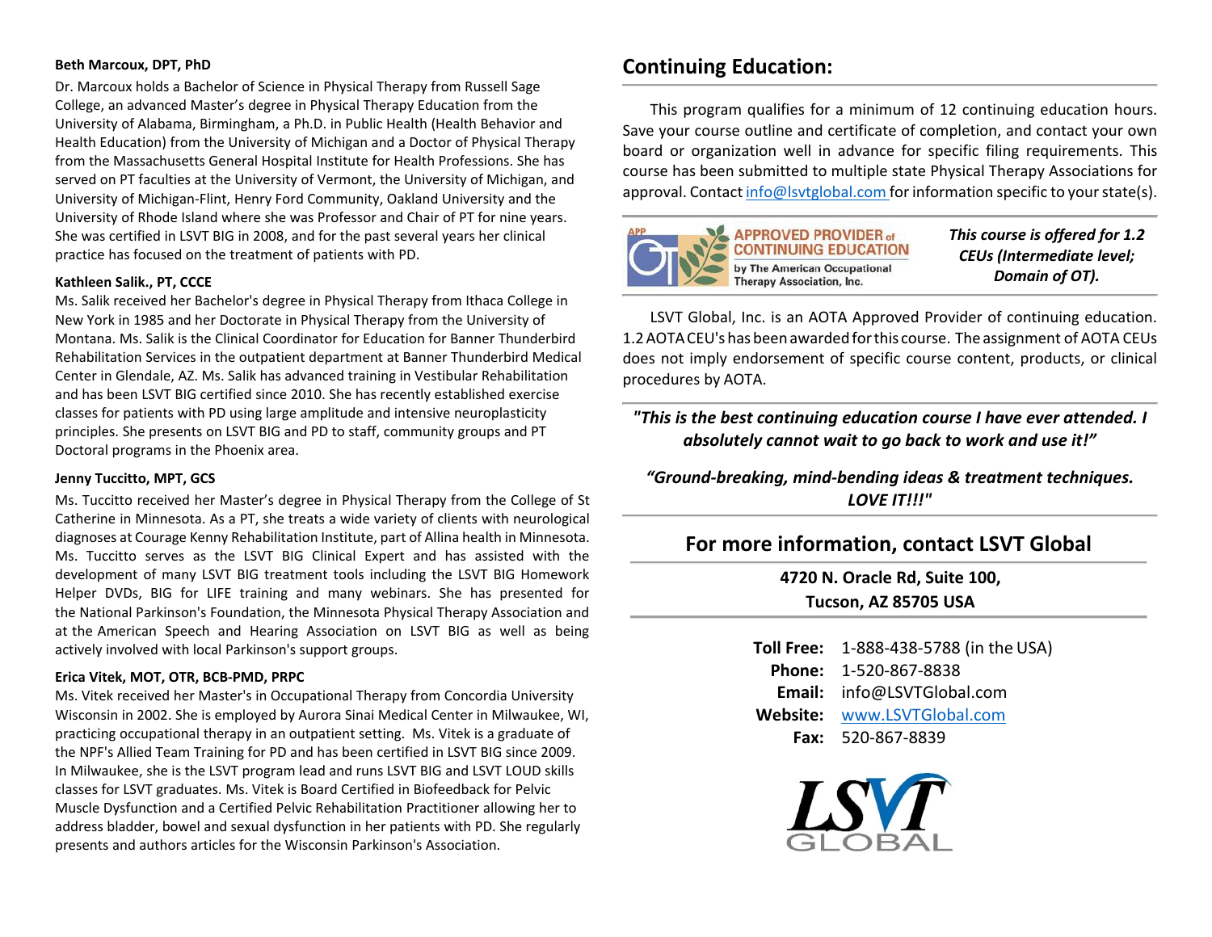**Beth Marcoux, DPT, PhD**

Dr. Marcoux holds a Bachelor of Science in Physical Therapy from Russell Sage College, an advanced Master's degree in Physical Therapy Education from the University of Alabama, Birmingham, a Ph.D. in Public Health (Health Behavior and Health Education) from the University of Michigan and a Doctor of Physical Therapy from the Massachusetts General Hospital Institute for Health Professions. She has served on PT faculties at the University of Vermont, the University of Michigan, and University of Michigan-Flint, Henry Ford Community, Oakland University and the University of Rhode Island where she was Professor and Chair of PT for nine years. She was certified in LSVT BIG in 2008, and for the past several years her clinical practice has focused on the treatment of patients with PD.

**Kathleen Salik., PT, CCCE**

Ms. Salik received her Bachelor's degree in Physical Therapy from Ithaca College in New York in 1985 and her Doctorate in Physical Therapy from the University of Montana. Ms. Salik is the Clinical Coordinator for Education for Banner Thunderbird Rehabilitation Services in the outpatient department at Banner Thunderbird Medical Center in Glendale, AZ. Ms. Salik has advanced training in Vestibular Rehabilitation and has been LSVT BIG certified since 2010. She has recently established exercise classes for patients with PD using large amplitude and intensive neuroplasticity principles. She presents on LSVT BIG and PD to staff, community groups and PT Doctoral programs in the Phoenix area.

**Jenny Tuccitto, MPT, GCS**

Ms. Tuccitto received her Master's degree in Physical Therapy from the College of St Catherine in Minnesota. As a PT, she treats a wide variety of clients with neurological diagnoses at Courage Kenny Rehabilitation Institute, part of Allina health in Minnesota. Ms. Tuccitto serves as the LSVT BIG Clinical Expert and has assisted with the development of many LSVT BIG treatment tools including the LSVT BIG Homework Helper DVDs, BIG for LIFE training and many webinars. She has presented for the National Parkinson's Foundation, the Minnesota Physical Therapy Association and at the American Speech and Hearing Association on LSVT BIG as well as being actively involved with local Parkinson's support groups.

**Erica Vitek, MOT, OTR, BCB-PMD, PRPC**

Ms. Vitek received her Master's in Occupational Therapy from Concordia University Wisconsin in 2002. She is employed by Aurora Sinai Medical Center in Milwaukee, WI, practicing occupational therapy in an outpatient setting. Ms. Vitek is a graduate of the NPF's Allied Team Training for PD and has been certified in LSVT BIG since 2009. In Milwaukee, she is the LSVT program lead and runs LSVT BIG and LSVT LOUD skills classes for LSVT graduates. Ms. Vitek is Board Certified in Biofeedback for Pelvic Muscle Dysfunction and a Certified Pelvic Rehabilitation Practitioner allowing her to address bladder, bowel and sexual dysfunction in her patients with PD. She regularly presents and authors articles for the Wisconsin Parkinson's Association.

## Continuing Education:

This program qualifies for a minimum of 12 continuing education hours. Save your course outline and certificate of completion, and contact your own board or organization well in advance for specific filing requirements. This course has been submitted to multiple state Physical Therapy Associations for approval. Contact info@lsvtglobal.com for information specific to your state(s).

APPROVED PROVIDER of CONTINUING EDUCATION by The American Occupational Therapy Association, Inc.

***This course is offered for 1.2 CEUs (Intermediate level; Domain of OT).***

LSVT Global, Inc. is an AOTA Approved Provider of continuing education. 1.2 AOTA CEU's has been awarded for this course. The assignment of AOTA CEUs does not imply endorsement of specific course content, products, or clinical procedures by AOTA.

***"This is the best continuing education course I have ever attended. I absolutely cannot wait to go back to work and use it!"***

***"Ground-breaking, mind-bending ideas & treatment techniques. LOVE IT!!!"***

## For more information, contact LSVT Global

**4720 N. Oracle Rd, Suite 100,**
**Tucson, AZ 85705 USA**

**Toll Free:** 1-888-438-5788 (in the USA)
**Phone:** 1-520-867-8838
**Email:** info@LSVTGlobal.com
**Website:** www.LSVTGlobal.com
**Fax:** 520-867-8839

LSVT GLOBAL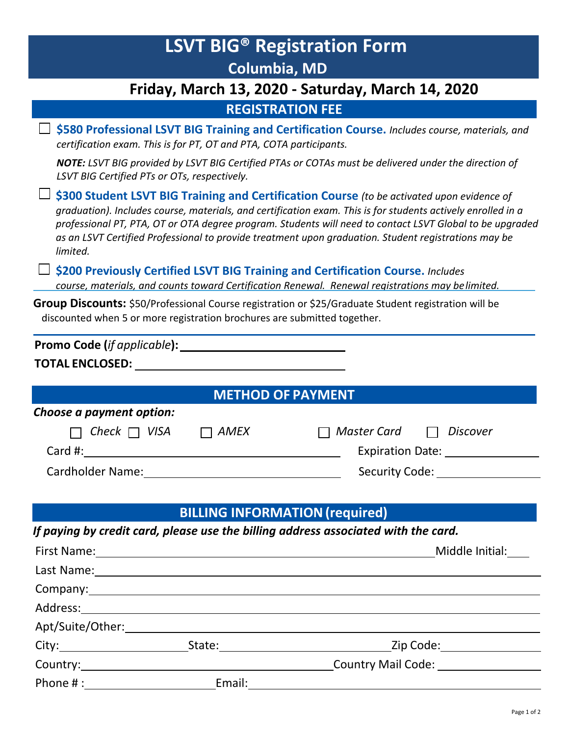# LSVT BIG® Registration Form

## Columbia, MD

## Friday, March 13, 2020 - Saturday, March 14, 2020

### REGISTRATION FEE

☐ **$580 Professional LSVT BIG Training and Certification Course.** *Includes course, materials, and certification exam. This is for PT, OT and PTA, COTA participants.*

***NOTE:*** *LSVT BIG provided by LSVT BIG Certified PTAs or COTAs must be delivered under the direction of LSVT BIG Certified PTs or OTs, respectively.*

☐ **$300 Student LSVT BIG Training and Certification Course** *(to be activated upon evidence of graduation). Includes course, materials, and certification exam. This is for students actively enrolled in a professional PT, PTA, OT or OTA degree program. Students will need to contact LSVT Global to be upgraded as an LSVT Certified Professional to provide treatment upon graduation. Student registrations may be limited.*

☐ **$200 Previously Certified LSVT BIG Training and Certification Course.** *Includes course, materials, and counts toward Certification Renewal. Renewal registrations may be limited.*

**Group Discounts:** $50/Professional Course registration or $25/Graduate Student registration will be discounted when 5 or more registration brochures are submitted together.

**Promo Code (*if applicable*):** ______________________

**TOTAL ENCLOSED:** ______________________

### METHOD OF PAYMENT

***Choose a payment option:***

☐ *Check* ☐ *VISA* ☐ *AMEX* ☐ *Master Card* ☐ *Discover*

Card #: ______________________ Expiration Date: ______________

Cardholder Name: ______________________ Security Code: ______________

### BILLING INFORMATION (required)

***If paying by credit card, please use the billing address associated with the card.***

First Name: ______________________ Middle Initial: ____

Last Name: ______________________

Company: ______________________

Address: ______________________

Apt/Suite/Other: ______________________

City: ______________ State: ______________ Zip Code: ______________

Country: ______________________ Country Mail Code: ______________

Phone # : ______________ Email: ______________________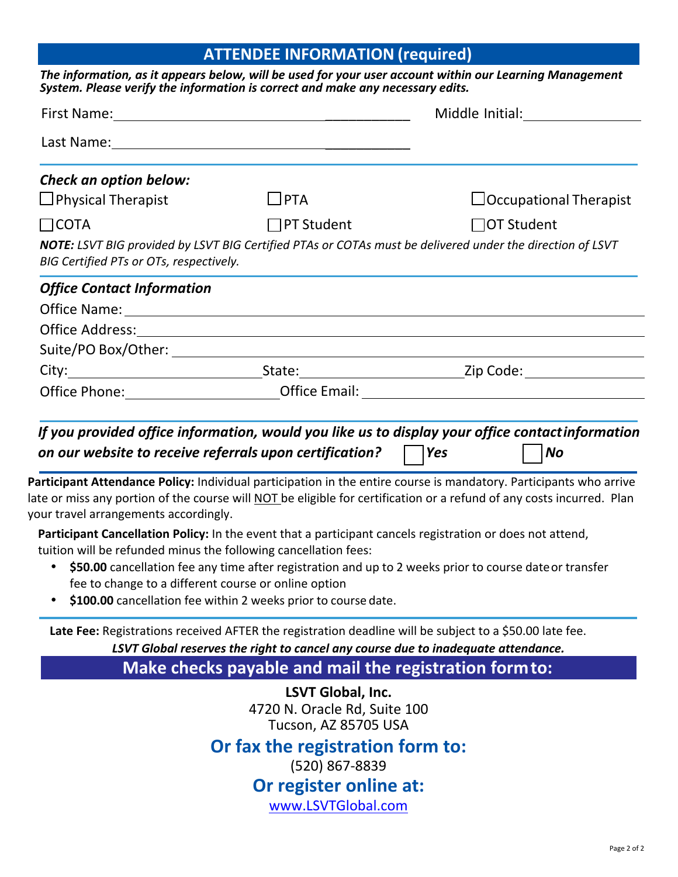## ATTENDEE INFORMATION (required)

***The information, as it appears below, will be used for your user account within our Learning Management System. Please verify the information is correct and make any necessary edits.***

First Name: ______________________ Middle Initial: ____________

Last Name: ______________________

***Check an option below:***

☐ Physical Therapist ☐ PTA ☐ Occupational Therapist

☐ COTA ☐ PT Student ☐ OT Student

***NOTE:*** *LSVT BIG provided by LSVT BIG Certified PTAs or COTAs must be delivered under the direction of LSVT BIG Certified PTs or OTs, respectively.*

***Office Contact Information***

Office Name: ______________________

Office Address: ______________________

Suite/PO Box/Other: ______________________

City: ____________ State: ____________ Zip Code: ____________

Office Phone: ____________ Office Email: ______________________

***If you provided office information, would you like us to display your office contact information on our website to receive referrals upon certification?*** ☐ ***Yes*** ☐ ***No***

**Participant Attendance Policy:** Individual participation in the entire course is mandatory. Participants who arrive late or miss any portion of the course will NOT be eligible for certification or a refund of any costs incurred. Plan your travel arrangements accordingly.

**Participant Cancellation Policy:** In the event that a participant cancels registration or does not attend, tuition will be refunded minus the following cancellation fees:

- **$50.00** cancellation fee any time after registration and up to 2 weeks prior to course date or transfer fee to change to a different course or online option
- **$100.00** cancellation fee within 2 weeks prior to course date.

**Late Fee:** Registrations received AFTER the registration deadline will be subject to a $50.00 late fee.

***LSVT Global reserves the right to cancel any course due to inadequate attendance.***

## Make checks payable and mail the registration form to:

**LSVT Global, Inc.**
4720 N. Oracle Rd, Suite 100
Tucson, AZ 85705 USA

## Or fax the registration form to:

(520) 867-8839

## Or register online at:

www.LSVTGlobal.com